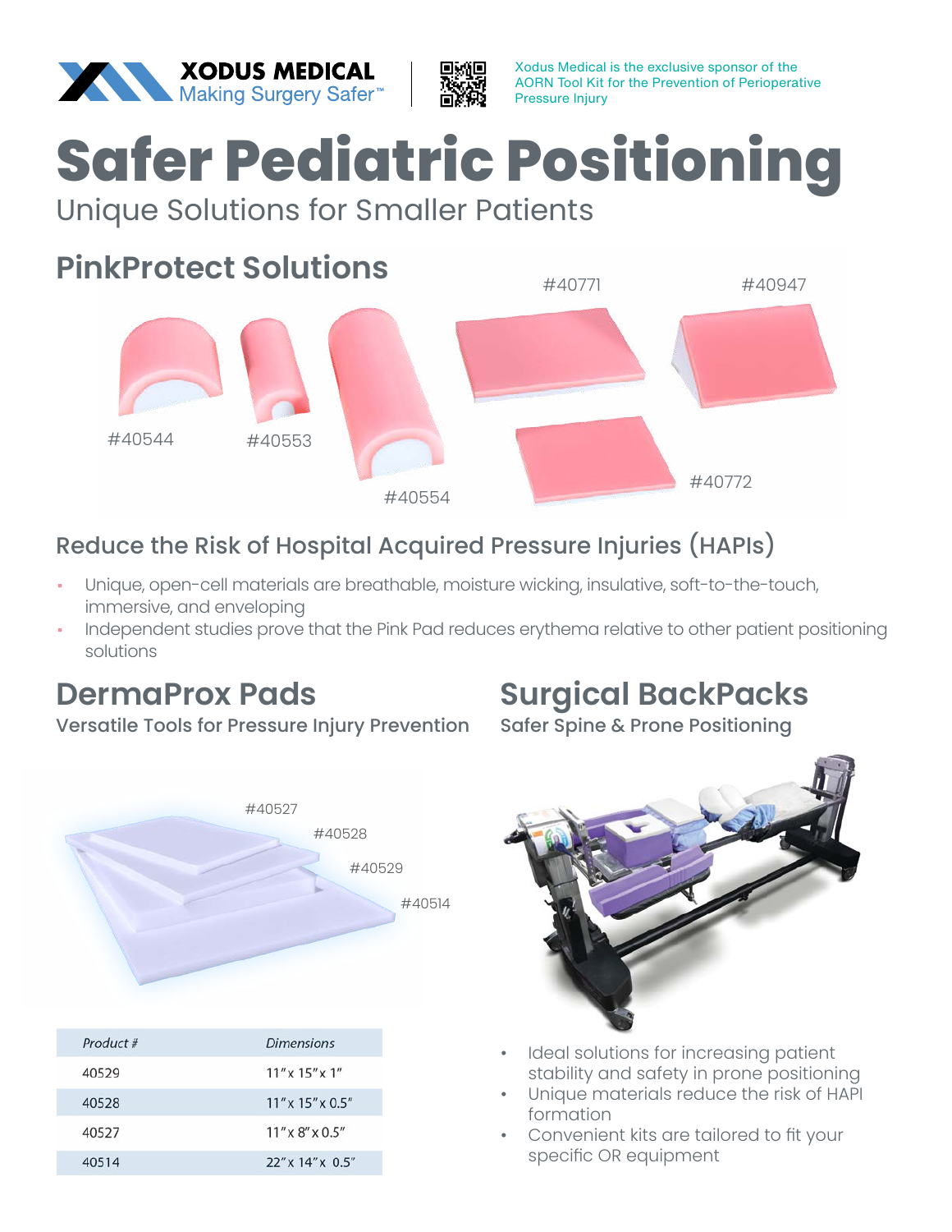XODUS MEDICAL
Making Surgery Safer™

Xodus Medical is the exclusive sponsor of the AORN Tool Kit for the Prevention of Perioperative Pressure Injury

# Safer Pediatric Positioning

Unique Solutions for Smaller Patients

## PinkProtect Solutions

#40771 #40947

#40544 #40553 #40554 #40772

### Reduce the Risk of Hospital Acquired Pressure Injuries (HAPIs)

- Unique, open-cell materials are breathable, moisture wicking, insulative, soft-to-the-touch, immersive, and enveloping
- Independent studies prove that the Pink Pad reduces erythema relative to other patient positioning solutions

## DermaProx Pads

**Versatile Tools for Pressure Injury Prevention**

#40527 #40528 #40529 #40514

| *Product #* | *Dimensions* |
|---|---|
| 40529 | 11″ x 15″ x 1″ |
| 40528 | 11″ x 15″ x 0.5″ |
| 40527 | 11″ x 8″ x 0.5″ |
| 40514 | 22″ x 14″ x 0.5″ |

## Surgical BackPacks

**Safer Spine & Prone Positioning**

- Ideal solutions for increasing patient stability and safety in prone positioning
- Unique materials reduce the risk of HAPI formation
- Convenient kits are tailored to fit your specific OR equipment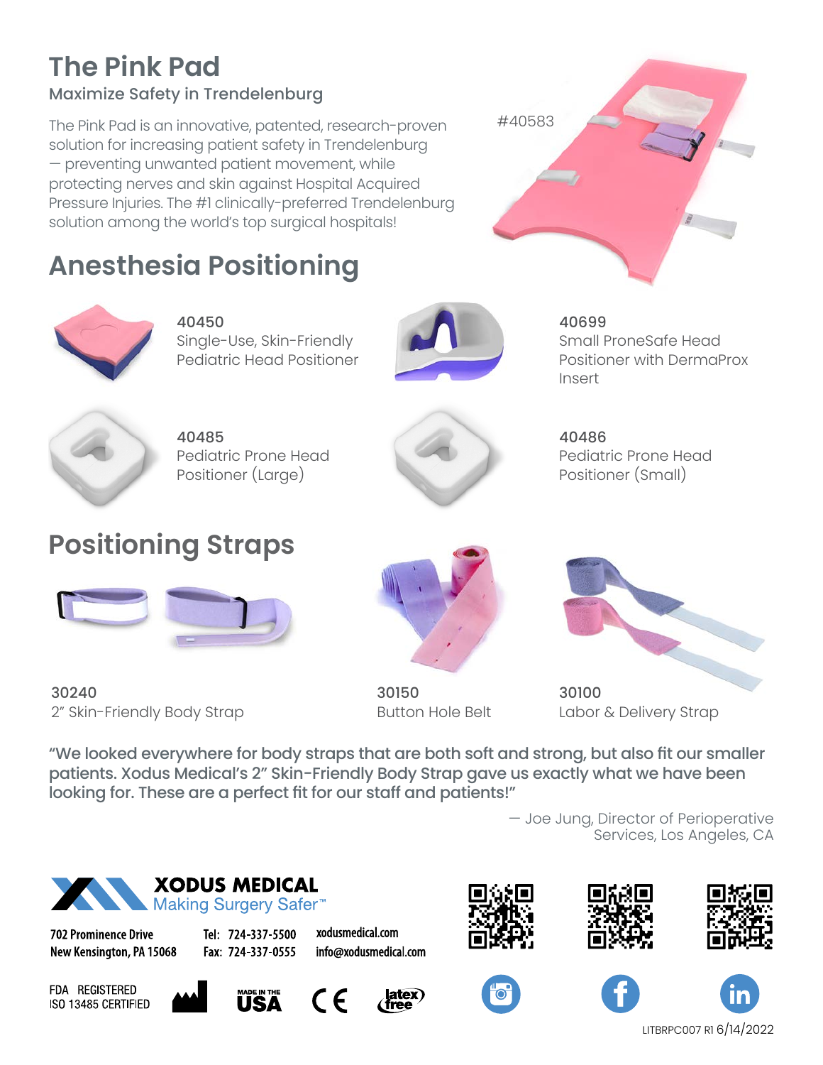# The Pink Pad

### Maximize Safety in Trendelenburg

The Pink Pad is an innovative, patented, research-proven solution for increasing patient safety in Trendelenburg — preventing unwanted patient movement, while protecting nerves and skin against Hospital Acquired Pressure Injuries. The #1 clinically-preferred Trendelenburg solution among the world's top surgical hospitals!

#40583

## Anesthesia Positioning

**40450**
Single-Use, Skin-Friendly Pediatric Head Positioner

**40699**
Small ProneSafe Head Positioner with DermaProx Insert

**40485**
Pediatric Prone Head Positioner (Large)

**40486**
Pediatric Prone Head Positioner (Small)

## Positioning Straps

**30240**
2" Skin-Friendly Body Strap

**30150**
Button Hole Belt

**30100**
Labor & Delivery Strap

"We looked everywhere for body straps that are both soft and strong, but also fit our smaller patients. Xodus Medical's 2" Skin-Friendly Body Strap gave us exactly what we have been looking for. These are a perfect fit for our staff and patients!"

— Joe Jung, Director of Perioperative Services, Los Angeles, CA

**XODUS MEDICAL**
Making Surgery Safer™

702 Prominence Drive
New Kensington, PA 15068

Tel: 724-337-5500
Fax: 724-337-0555

xodusmedical.com
info@xodusmedical.com

FDA REGISTERED
ISO 13485 CERTIFIED

MADE IN THE USA

CE

latex free

LITBRPC007 R1 6/14/2022